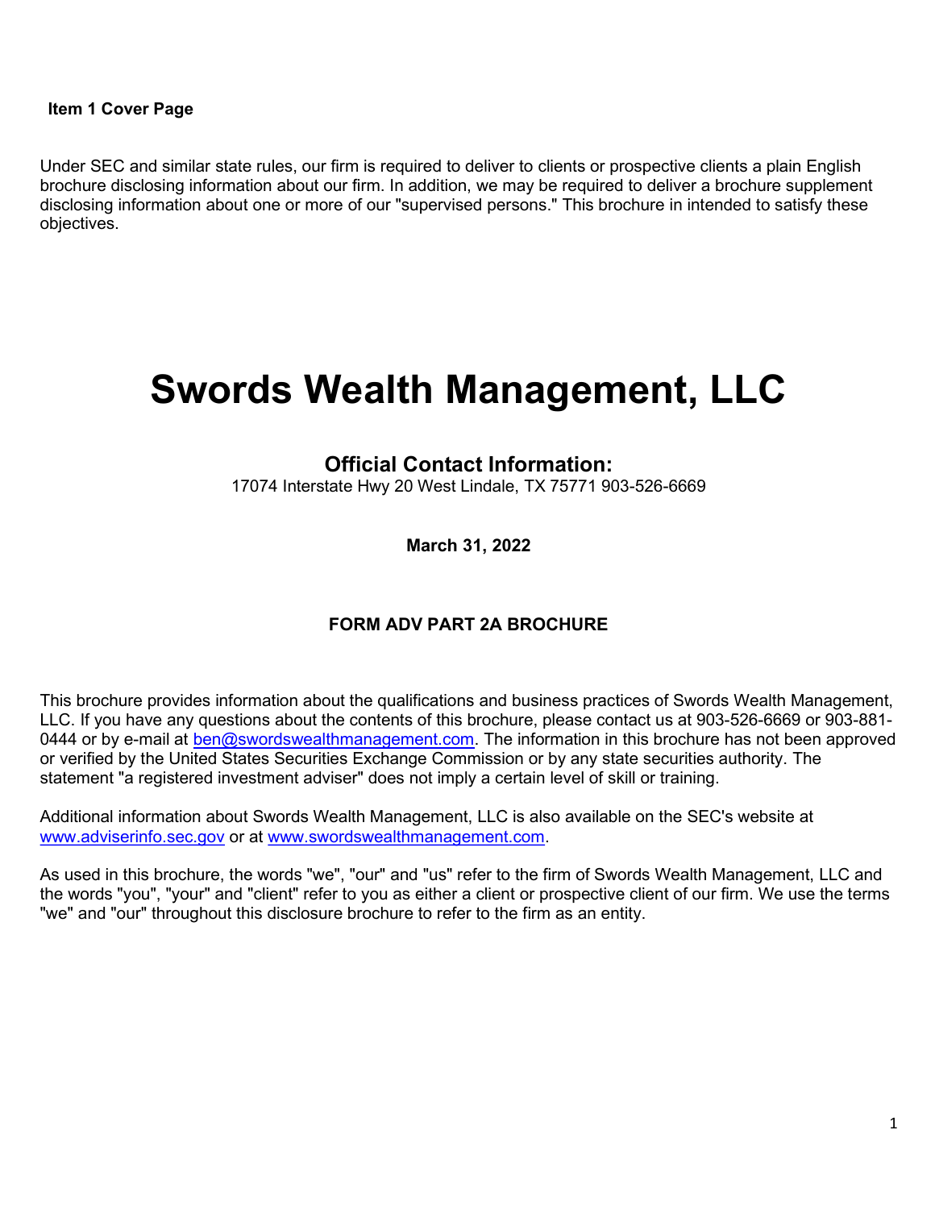**Item 1 Cover Page**

Under SEC and similar state rules, our firm is required to deliver to clients or prospective clients a plain English brochure disclosing information about our firm. In addition, we may be required to deliver a brochure supplement disclosing information about one or more of our "supervised persons." This brochure in intended to satisfy these objectives.

# Swords Wealth Management, LLC

## Official Contact Information:

17074 Interstate Hwy 20 West Lindale, TX 75771 903-526-6669

**March 31, 2022**

### FORM ADV PART 2A BROCHURE

This brochure provides information about the qualifications and business practices of Swords Wealth Management, LLC. If you have any questions about the contents of this brochure, please contact us at 903-526-6669 or 903-881-0444 or by e-mail at ben@swordswealthmanagement.com. The information in this brochure has not been approved or verified by the United States Securities Exchange Commission or by any state securities authority. The statement "a registered investment adviser" does not imply a certain level of skill or training.

Additional information about Swords Wealth Management, LLC is also available on the SEC's website at www.adviserinfo.sec.gov or at www.swordswealthmanagement.com.

As used in this brochure, the words "we", "our" and "us" refer to the firm of Swords Wealth Management, LLC and the words "you", "your" and "client" refer to you as either a client or prospective client of our firm. We use the terms "we" and "our" throughout this disclosure brochure to refer to the firm as an entity.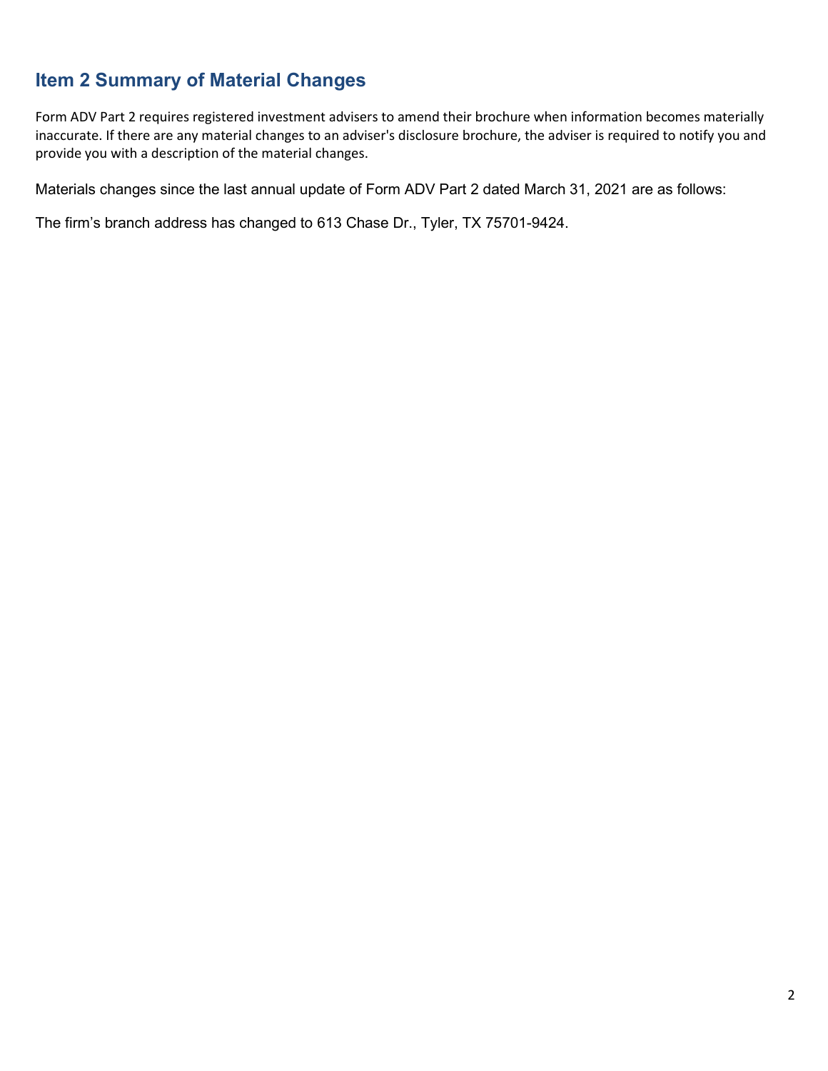## Item 2 Summary of Material Changes

Form ADV Part 2 requires registered investment advisers to amend their brochure when information becomes materially inaccurate. If there are any material changes to an adviser's disclosure brochure, the adviser is required to notify you and provide you with a description of the material changes.

Materials changes since the last annual update of Form ADV Part 2 dated March 31, 2021 are as follows:

The firm's branch address has changed to 613 Chase Dr., Tyler, TX 75701-9424.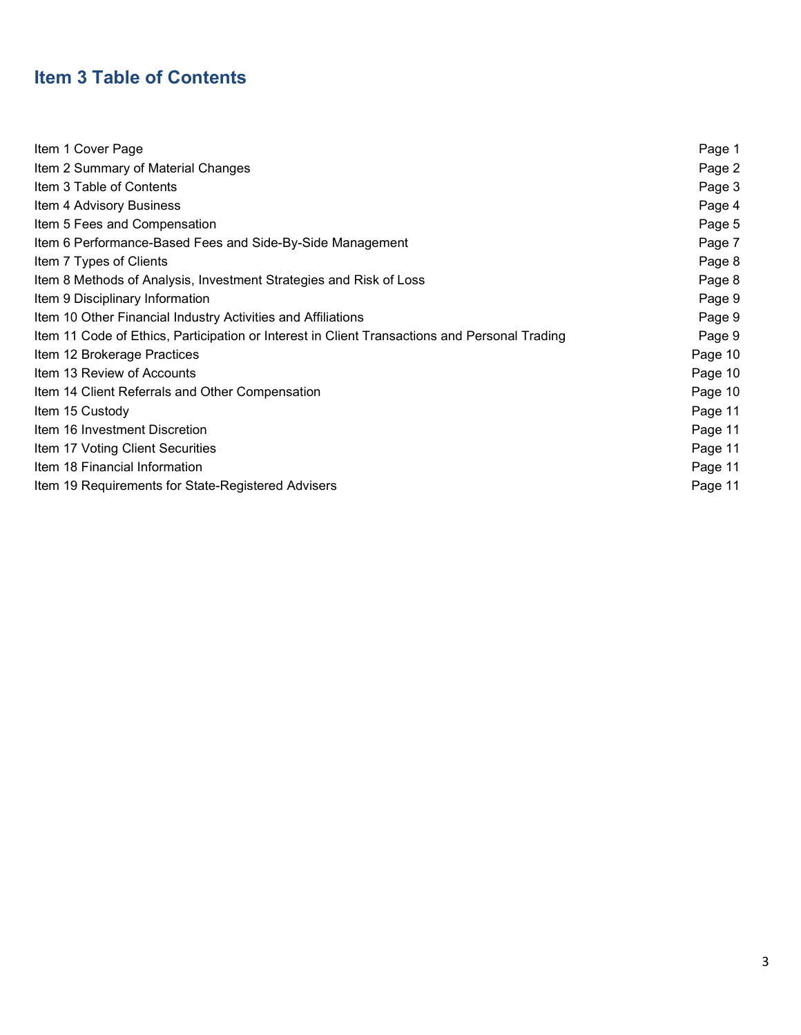## Item 3 Table of Contents

| | |
|---|---|
| Item 1 Cover Page | Page 1 |
| Item 2 Summary of Material Changes | Page 2 |
| Item 3 Table of Contents | Page 3 |
| Item 4 Advisory Business | Page 4 |
| Item 5 Fees and Compensation | Page 5 |
| Item 6 Performance-Based Fees and Side-By-Side Management | Page 7 |
| Item 7 Types of Clients | Page 8 |
| Item 8 Methods of Analysis, Investment Strategies and Risk of Loss | Page 8 |
| Item 9 Disciplinary Information | Page 9 |
| Item 10 Other Financial Industry Activities and Affiliations | Page 9 |
| Item 11 Code of Ethics, Participation or Interest in Client Transactions and Personal Trading | Page 9 |
| Item 12 Brokerage Practices | Page 10 |
| Item 13 Review of Accounts | Page 10 |
| Item 14 Client Referrals and Other Compensation | Page 10 |
| Item 15 Custody | Page 11 |
| Item 16 Investment Discretion | Page 11 |
| Item 17 Voting Client Securities | Page 11 |
| Item 18 Financial Information | Page 11 |
| Item 19 Requirements for State-Registered Advisers | Page 11 |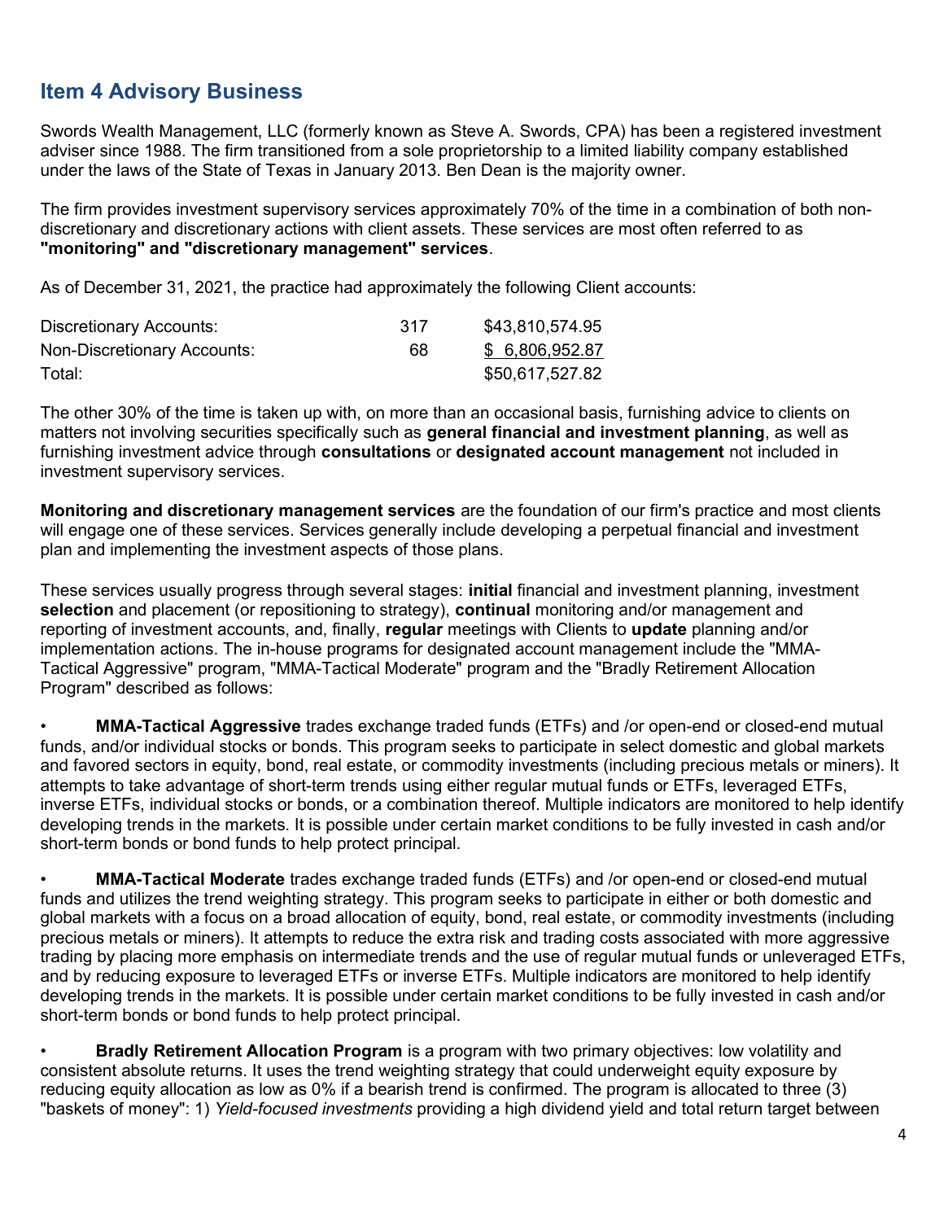## Item 4 Advisory Business

Swords Wealth Management, LLC (formerly known as Steve A. Swords, CPA) has been a registered investment adviser since 1988. The firm transitioned from a sole proprietorship to a limited liability company established under the laws of the State of Texas in January 2013. Ben Dean is the majority owner.

The firm provides investment supervisory services approximately 70% of the time in a combination of both non-discretionary and discretionary actions with client assets. These services are most often referred to as **"monitoring" and "discretionary management" services**.

As of December 31, 2021, the practice had approximately the following Client accounts:

| | | |
|---|---|---|
| Discretionary Accounts: | 317 | $43,810,574.95 |
| Non-Discretionary Accounts: | 68 | $ 6,806,952.87 |
| Total: | | $50,617,527.82 |

The other 30% of the time is taken up with, on more than an occasional basis, furnishing advice to clients on matters not involving securities specifically such as **general financial and investment planning**, as well as furnishing investment advice through **consultations** or **designated account management** not included in investment supervisory services.

**Monitoring and discretionary management services** are the foundation of our firm's practice and most clients will engage one of these services. Services generally include developing a perpetual financial and investment plan and implementing the investment aspects of those plans.

These services usually progress through several stages: **initial** financial and investment planning, investment **selection** and placement (or repositioning to strategy), **continual** monitoring and/or management and reporting of investment accounts, and, finally, **regular** meetings with Clients to **update** planning and/or implementation actions. The in-house programs for designated account management include the "MMA-Tactical Aggressive" program, "MMA-Tactical Moderate" program and the "Bradly Retirement Allocation Program" described as follows:

- **MMA-Tactical Aggressive** trades exchange traded funds (ETFs) and /or open-end or closed-end mutual funds, and/or individual stocks or bonds. This program seeks to participate in select domestic and global markets and favored sectors in equity, bond, real estate, or commodity investments (including precious metals or miners). It attempts to take advantage of short-term trends using either regular mutual funds or ETFs, leveraged ETFs, inverse ETFs, individual stocks or bonds, or a combination thereof. Multiple indicators are monitored to help identify developing trends in the markets. It is possible under certain market conditions to be fully invested in cash and/or short-term bonds or bond funds to help protect principal.

- **MMA-Tactical Moderate** trades exchange traded funds (ETFs) and /or open-end or closed-end mutual funds and utilizes the trend weighting strategy. This program seeks to participate in either or both domestic and global markets with a focus on a broad allocation of equity, bond, real estate, or commodity investments (including precious metals or miners). It attempts to reduce the extra risk and trading costs associated with more aggressive trading by placing more emphasis on intermediate trends and the use of regular mutual funds or unleveraged ETFs, and by reducing exposure to leveraged ETFs or inverse ETFs. Multiple indicators are monitored to help identify developing trends in the markets. It is possible under certain market conditions to be fully invested in cash and/or short-term bonds or bond funds to help protect principal.

- **Bradly Retirement Allocation Program** is a program with two primary objectives: low volatility and consistent absolute returns. It uses the trend weighting strategy that could underweight equity exposure by reducing equity allocation as low as 0% if a bearish trend is confirmed. The program is allocated to three (3) "baskets of money": 1) *Yield-focused investments* providing a high dividend yield and total return target between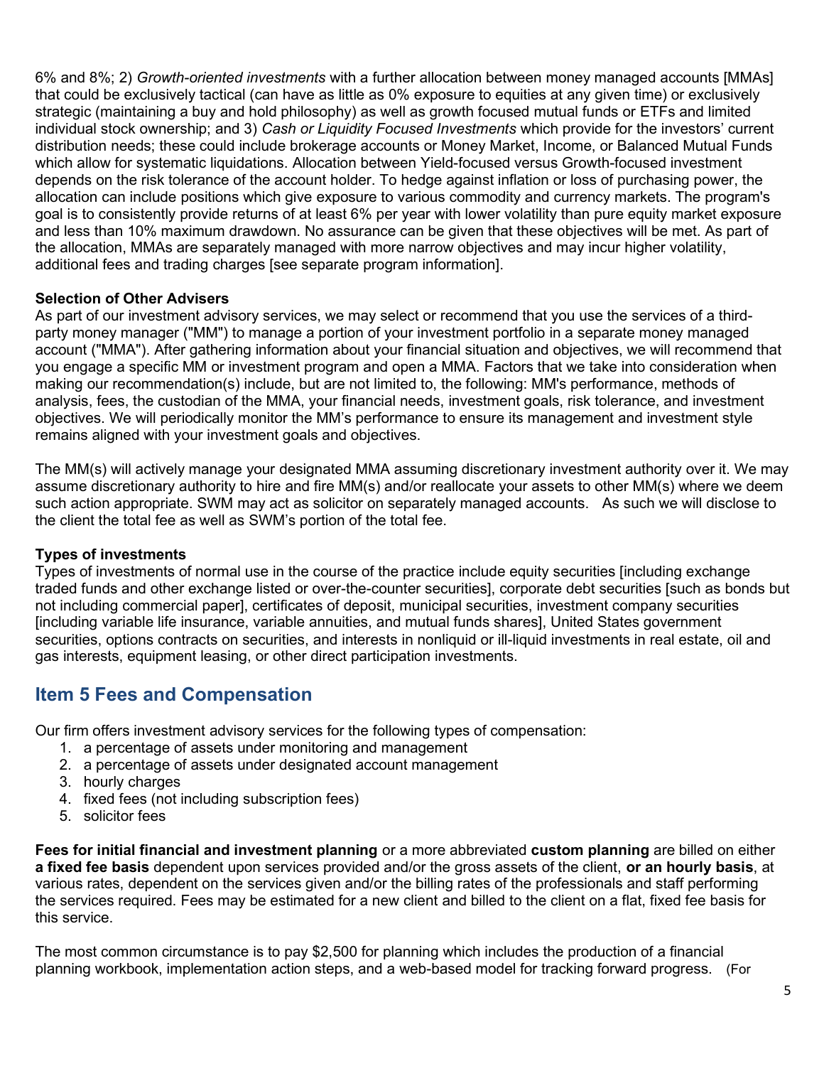6% and 8%; 2) *Growth-oriented investments* with a further allocation between money managed accounts [MMAs] that could be exclusively tactical (can have as little as 0% exposure to equities at any given time) or exclusively strategic (maintaining a buy and hold philosophy) as well as growth focused mutual funds or ETFs and limited individual stock ownership; and 3) *Cash or Liquidity Focused Investments* which provide for the investors' current distribution needs; these could include brokerage accounts or Money Market, Income, or Balanced Mutual Funds which allow for systematic liquidations. Allocation between Yield-focused versus Growth-focused investment depends on the risk tolerance of the account holder. To hedge against inflation or loss of purchasing power, the allocation can include positions which give exposure to various commodity and currency markets. The program's goal is to consistently provide returns of at least 6% per year with lower volatility than pure equity market exposure and less than 10% maximum drawdown. No assurance can be given that these objectives will be met. As part of the allocation, MMAs are separately managed with more narrow objectives and may incur higher volatility, additional fees and trading charges [see separate program information].

**Selection of Other Advisers**
As part of our investment advisory services, we may select or recommend that you use the services of a third-party money manager ("MM") to manage a portion of your investment portfolio in a separate money managed account ("MMA"). After gathering information about your financial situation and objectives, we will recommend that you engage a specific MM or investment program and open a MMA. Factors that we take into consideration when making our recommendation(s) include, but are not limited to, the following: MM's performance, methods of analysis, fees, the custodian of the MMA, your financial needs, investment goals, risk tolerance, and investment objectives. We will periodically monitor the MM's performance to ensure its management and investment style remains aligned with your investment goals and objectives.

The MM(s) will actively manage your designated MMA assuming discretionary investment authority over it. We may assume discretionary authority to hire and fire MM(s) and/or reallocate your assets to other MM(s) where we deem such action appropriate. SWM may act as solicitor on separately managed accounts. As such we will disclose to the client the total fee as well as SWM's portion of the total fee.

**Types of investments**
Types of investments of normal use in the course of the practice include equity securities [including exchange traded funds and other exchange listed or over-the-counter securities], corporate debt securities [such as bonds but not including commercial paper], certificates of deposit, municipal securities, investment company securities [including variable life insurance, variable annuities, and mutual funds shares], United States government securities, options contracts on securities, and interests in nonliquid or ill-liquid investments in real estate, oil and gas interests, equipment leasing, or other direct participation investments.

## Item 5 Fees and Compensation

Our firm offers investment advisory services for the following types of compensation:

1. a percentage of assets under monitoring and management
2. a percentage of assets under designated account management
3. hourly charges
4. fixed fees (not including subscription fees)
5. solicitor fees

**Fees for initial financial and investment planning** or a more abbreviated **custom planning** are billed on either **a fixed fee basis** dependent upon services provided and/or the gross assets of the client, **or an hourly basis**, at various rates, dependent on the services given and/or the billing rates of the professionals and staff performing the services required. Fees may be estimated for a new client and billed to the client on a flat, fixed fee basis for this service.

The most common circumstance is to pay $2,500 for planning which includes the production of a financial planning workbook, implementation action steps, and a web-based model for tracking forward progress. (For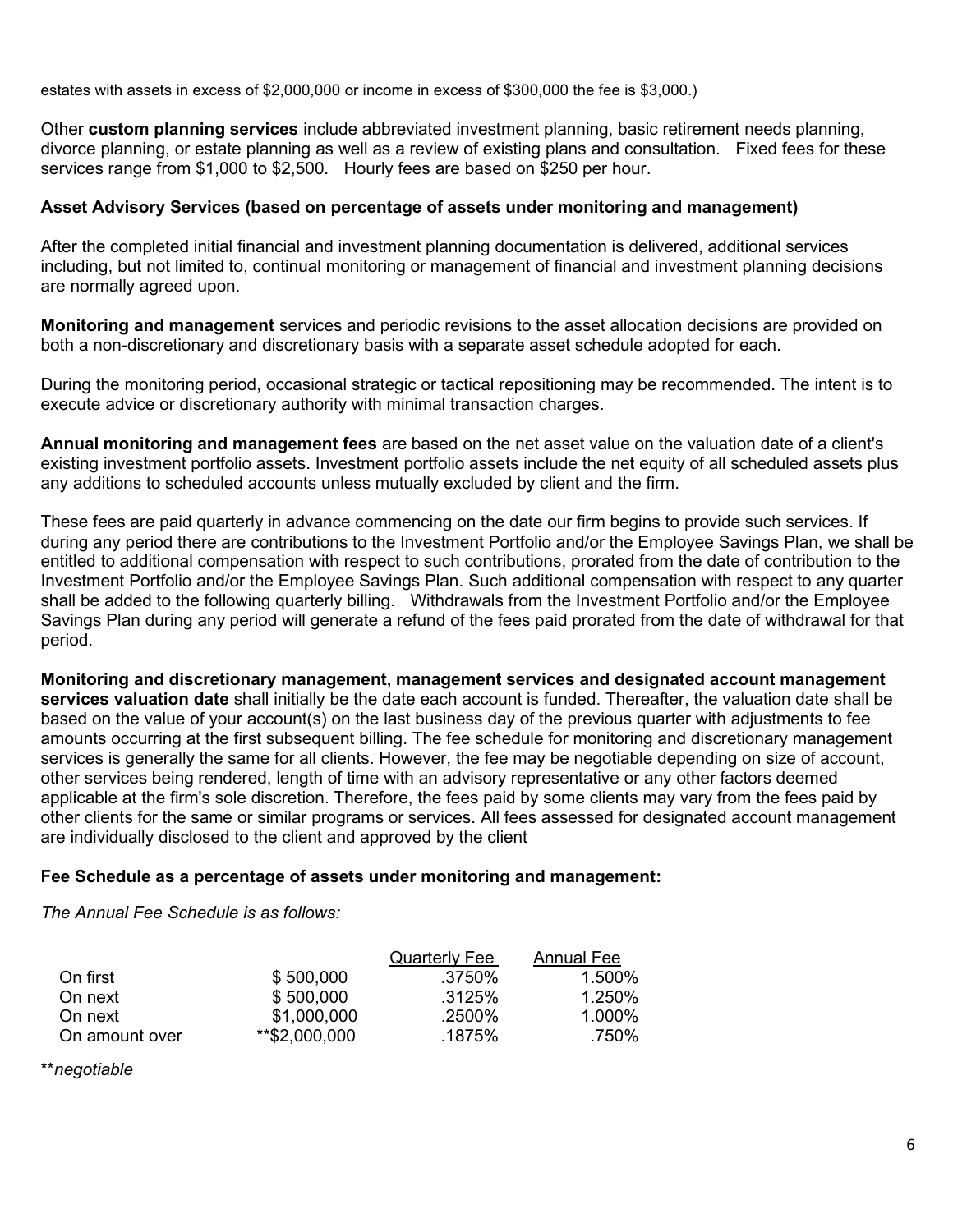estates with assets in excess of $2,000,000 or income in excess of $300,000 the fee is $3,000.)

Other **custom planning services** include abbreviated investment planning, basic retirement needs planning, divorce planning, or estate planning as well as a review of existing plans and consultation. Fixed fees for these services range from $1,000 to $2,500. Hourly fees are based on $250 per hour.

**Asset Advisory Services (based on percentage of assets under monitoring and management)**

After the completed initial financial and investment planning documentation is delivered, additional services including, but not limited to, continual monitoring or management of financial and investment planning decisions are normally agreed upon.

**Monitoring and management** services and periodic revisions to the asset allocation decisions are provided on both a non-discretionary and discretionary basis with a separate asset schedule adopted for each.

During the monitoring period, occasional strategic or tactical repositioning may be recommended. The intent is to execute advice or discretionary authority with minimal transaction charges.

**Annual monitoring and management fees** are based on the net asset value on the valuation date of a client's existing investment portfolio assets. Investment portfolio assets include the net equity of all scheduled assets plus any additions to scheduled accounts unless mutually excluded by client and the firm.

These fees are paid quarterly in advance commencing on the date our firm begins to provide such services. If during any period there are contributions to the Investment Portfolio and/or the Employee Savings Plan, we shall be entitled to additional compensation with respect to such contributions, prorated from the date of contribution to the Investment Portfolio and/or the Employee Savings Plan. Such additional compensation with respect to any quarter shall be added to the following quarterly billing. Withdrawals from the Investment Portfolio and/or the Employee Savings Plan during any period will generate a refund of the fees paid prorated from the date of withdrawal for that period.

**Monitoring and discretionary management, management services and designated account management services valuation date** shall initially be the date each account is funded. Thereafter, the valuation date shall be based on the value of your account(s) on the last business day of the previous quarter with adjustments to fee amounts occurring at the first subsequent billing. The fee schedule for monitoring and discretionary management services is generally the same for all clients. However, the fee may be negotiable depending on size of account, other services being rendered, length of time with an advisory representative or any other factors deemed applicable at the firm's sole discretion. Therefore, the fees paid by some clients may vary from the fees paid by other clients for the same or similar programs or services. All fees assessed for designated account management are individually disclosed to the client and approved by the client

**Fee Schedule as a percentage of assets under monitoring and management:**

*The Annual Fee Schedule is as follows:*

| | | Quarterly Fee | Annual Fee |
|---|---|---|---|
| On first | $ 500,000 | .3750% | 1.500% |
| On next | $ 500,000 | .3125% | 1.250% |
| On next | $1,000,000 | .2500% | 1.000% |
| On amount over | **$2,000,000 | .1875% | .750% |

***negotiable*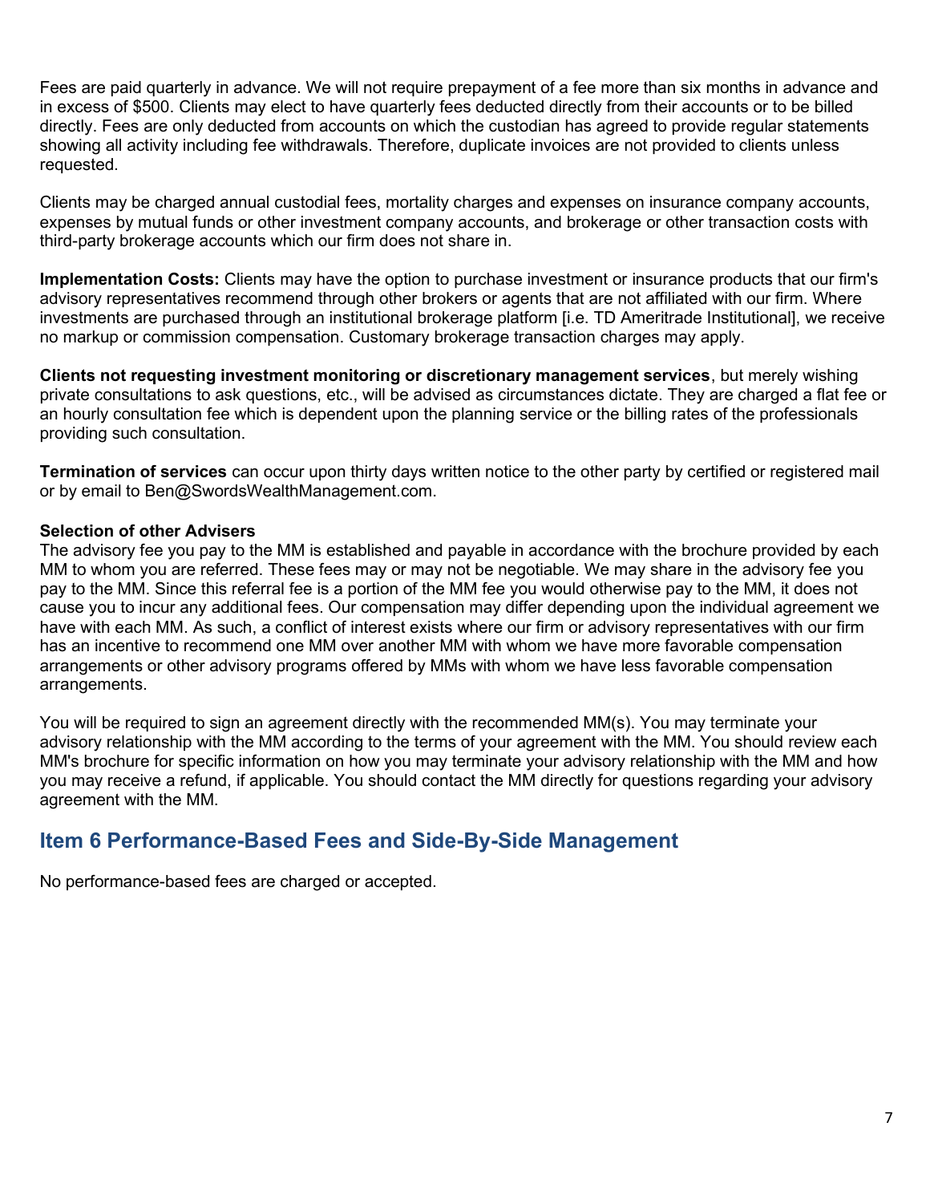Fees are paid quarterly in advance. We will not require prepayment of a fee more than six months in advance and in excess of $500. Clients may elect to have quarterly fees deducted directly from their accounts or to be billed directly. Fees are only deducted from accounts on which the custodian has agreed to provide regular statements showing all activity including fee withdrawals. Therefore, duplicate invoices are not provided to clients unless requested.

Clients may be charged annual custodial fees, mortality charges and expenses on insurance company accounts, expenses by mutual funds or other investment company accounts, and brokerage or other transaction costs with third-party brokerage accounts which our firm does not share in.

**Implementation Costs:** Clients may have the option to purchase investment or insurance products that our firm's advisory representatives recommend through other brokers or agents that are not affiliated with our firm. Where investments are purchased through an institutional brokerage platform [i.e. TD Ameritrade Institutional], we receive no markup or commission compensation. Customary brokerage transaction charges may apply.

**Clients not requesting investment monitoring or discretionary management services**, but merely wishing private consultations to ask questions, etc., will be advised as circumstances dictate. They are charged a flat fee or an hourly consultation fee which is dependent upon the planning service or the billing rates of the professionals providing such consultation.

**Termination of services** can occur upon thirty days written notice to the other party by certified or registered mail or by email to Ben@SwordsWealthManagement.com.

**Selection of other Advisers**

The advisory fee you pay to the MM is established and payable in accordance with the brochure provided by each MM to whom you are referred. These fees may or may not be negotiable. We may share in the advisory fee you pay to the MM. Since this referral fee is a portion of the MM fee you would otherwise pay to the MM, it does not cause you to incur any additional fees. Our compensation may differ depending upon the individual agreement we have with each MM. As such, a conflict of interest exists where our firm or advisory representatives with our firm has an incentive to recommend one MM over another MM with whom we have more favorable compensation arrangements or other advisory programs offered by MMs with whom we have less favorable compensation arrangements.

You will be required to sign an agreement directly with the recommended MM(s). You may terminate your advisory relationship with the MM according to the terms of your agreement with the MM. You should review each MM's brochure for specific information on how you may terminate your advisory relationship with the MM and how you may receive a refund, if applicable. You should contact the MM directly for questions regarding your advisory agreement with the MM.

## Item 6 Performance-Based Fees and Side-By-Side Management

No performance-based fees are charged or accepted.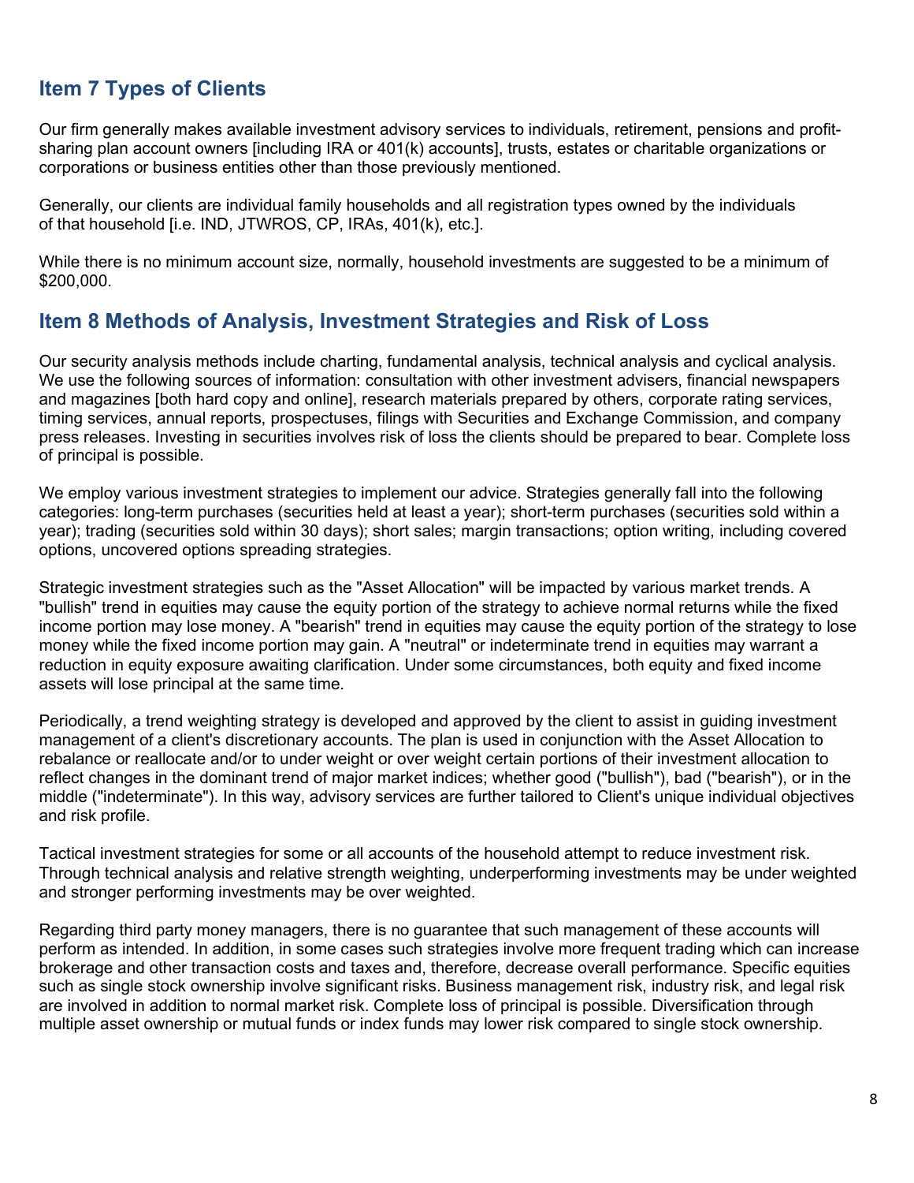## Item 7 Types of Clients

Our firm generally makes available investment advisory services to individuals, retirement, pensions and profit-sharing plan account owners [including IRA or 401(k) accounts], trusts, estates or charitable organizations or corporations or business entities other than those previously mentioned.

Generally, our clients are individual family households and all registration types owned by the individuals of that household [i.e. IND, JTWROS, CP, IRAs, 401(k), etc.].

While there is no minimum account size, normally, household investments are suggested to be a minimum of $200,000.

## Item 8 Methods of Analysis, Investment Strategies and Risk of Loss

Our security analysis methods include charting, fundamental analysis, technical analysis and cyclical analysis. We use the following sources of information: consultation with other investment advisers, financial newspapers and magazines [both hard copy and online], research materials prepared by others, corporate rating services, timing services, annual reports, prospectuses, filings with Securities and Exchange Commission, and company press releases. Investing in securities involves risk of loss the clients should be prepared to bear. Complete loss of principal is possible.

We employ various investment strategies to implement our advice. Strategies generally fall into the following categories: long-term purchases (securities held at least a year); short-term purchases (securities sold within a year); trading (securities sold within 30 days); short sales; margin transactions; option writing, including covered options, uncovered options spreading strategies.

Strategic investment strategies such as the "Asset Allocation" will be impacted by various market trends. A "bullish" trend in equities may cause the equity portion of the strategy to achieve normal returns while the fixed income portion may lose money. A "bearish" trend in equities may cause the equity portion of the strategy to lose money while the fixed income portion may gain. A "neutral" or indeterminate trend in equities may warrant a reduction in equity exposure awaiting clarification. Under some circumstances, both equity and fixed income assets will lose principal at the same time.

Periodically, a trend weighting strategy is developed and approved by the client to assist in guiding investment management of a client's discretionary accounts. The plan is used in conjunction with the Asset Allocation to rebalance or reallocate and/or to under weight or over weight certain portions of their investment allocation to reflect changes in the dominant trend of major market indices; whether good ("bullish"), bad ("bearish"), or in the middle ("indeterminate"). In this way, advisory services are further tailored to Client's unique individual objectives and risk profile.

Tactical investment strategies for some or all accounts of the household attempt to reduce investment risk. Through technical analysis and relative strength weighting, underperforming investments may be under weighted and stronger performing investments may be over weighted.

Regarding third party money managers, there is no guarantee that such management of these accounts will perform as intended. In addition, in some cases such strategies involve more frequent trading which can increase brokerage and other transaction costs and taxes and, therefore, decrease overall performance. Specific equities such as single stock ownership involve significant risks. Business management risk, industry risk, and legal risk are involved in addition to normal market risk. Complete loss of principal is possible. Diversification through multiple asset ownership or mutual funds or index funds may lower risk compared to single stock ownership.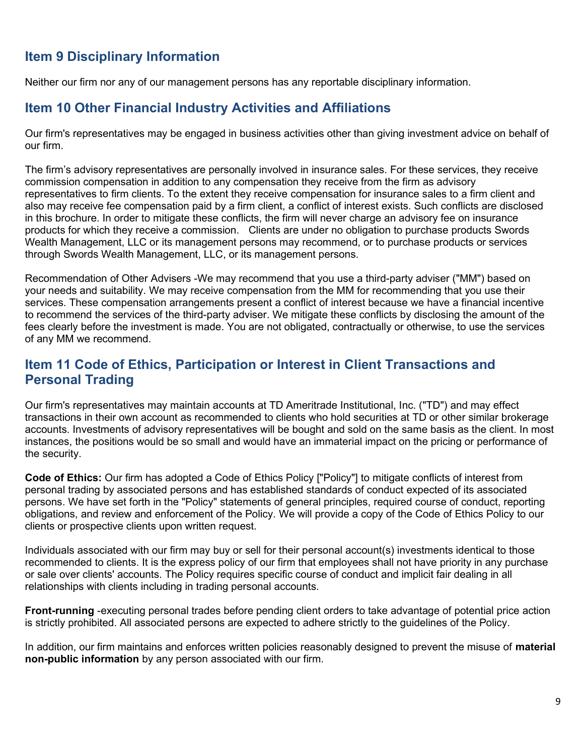## Item 9 Disciplinary Information

Neither our firm nor any of our management persons has any reportable disciplinary information.

## Item 10 Other Financial Industry Activities and Affiliations

Our firm's representatives may be engaged in business activities other than giving investment advice on behalf of our firm.

The firm's advisory representatives are personally involved in insurance sales. For these services, they receive commission compensation in addition to any compensation they receive from the firm as advisory representatives to firm clients. To the extent they receive compensation for insurance sales to a firm client and also may receive fee compensation paid by a firm client, a conflict of interest exists. Such conflicts are disclosed in this brochure. In order to mitigate these conflicts, the firm will never charge an advisory fee on insurance products for which they receive a commission. Clients are under no obligation to purchase products Swords Wealth Management, LLC or its management persons may recommend, or to purchase products or services through Swords Wealth Management, LLC, or its management persons.

Recommendation of Other Advisers -We may recommend that you use a third-party adviser ("MM") based on your needs and suitability. We may receive compensation from the MM for recommending that you use their services. These compensation arrangements present a conflict of interest because we have a financial incentive to recommend the services of the third-party adviser. We mitigate these conflicts by disclosing the amount of the fees clearly before the investment is made. You are not obligated, contractually or otherwise, to use the services of any MM we recommend.

## Item 11 Code of Ethics, Participation or Interest in Client Transactions and Personal Trading

Our firm's representatives may maintain accounts at TD Ameritrade Institutional, Inc. ("TD") and may effect transactions in their own account as recommended to clients who hold securities at TD or other similar brokerage accounts. Investments of advisory representatives will be bought and sold on the same basis as the client. In most instances, the positions would be so small and would have an immaterial impact on the pricing or performance of the security.

**Code of Ethics:** Our firm has adopted a Code of Ethics Policy ["Policy"] to mitigate conflicts of interest from personal trading by associated persons and has established standards of conduct expected of its associated persons. We have set forth in the "Policy" statements of general principles, required course of conduct, reporting obligations, and review and enforcement of the Policy. We will provide a copy of the Code of Ethics Policy to our clients or prospective clients upon written request.

Individuals associated with our firm may buy or sell for their personal account(s) investments identical to those recommended to clients. It is the express policy of our firm that employees shall not have priority in any purchase or sale over clients' accounts. The Policy requires specific course of conduct and implicit fair dealing in all relationships with clients including in trading personal accounts.

**Front-running** -executing personal trades before pending client orders to take advantage of potential price action is strictly prohibited. All associated persons are expected to adhere strictly to the guidelines of the Policy.

In addition, our firm maintains and enforces written policies reasonably designed to prevent the misuse of **material non-public information** by any person associated with our firm.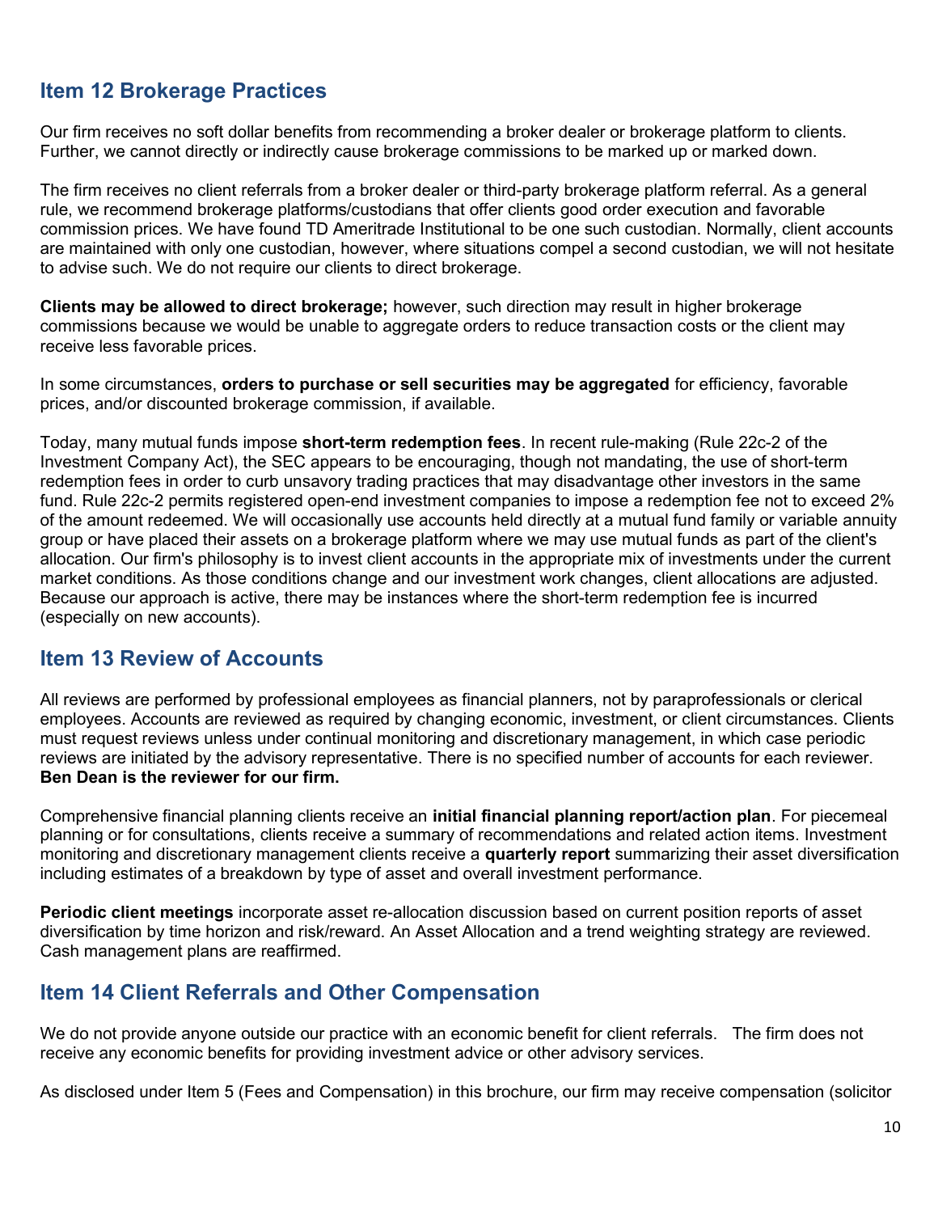## Item 12 Brokerage Practices

Our firm receives no soft dollar benefits from recommending a broker dealer or brokerage platform to clients. Further, we cannot directly or indirectly cause brokerage commissions to be marked up or marked down.

The firm receives no client referrals from a broker dealer or third-party brokerage platform referral. As a general rule, we recommend brokerage platforms/custodians that offer clients good order execution and favorable commission prices. We have found TD Ameritrade Institutional to be one such custodian. Normally, client accounts are maintained with only one custodian, however, where situations compel a second custodian, we will not hesitate to advise such. We do not require our clients to direct brokerage.

**Clients may be allowed to direct brokerage;** however, such direction may result in higher brokerage commissions because we would be unable to aggregate orders to reduce transaction costs or the client may receive less favorable prices.

In some circumstances, **orders to purchase or sell securities may be aggregated** for efficiency, favorable prices, and/or discounted brokerage commission, if available.

Today, many mutual funds impose **short-term redemption fees**. In recent rule-making (Rule 22c-2 of the Investment Company Act), the SEC appears to be encouraging, though not mandating, the use of short-term redemption fees in order to curb unsavory trading practices that may disadvantage other investors in the same fund. Rule 22c-2 permits registered open-end investment companies to impose a redemption fee not to exceed 2% of the amount redeemed. We will occasionally use accounts held directly at a mutual fund family or variable annuity group or have placed their assets on a brokerage platform where we may use mutual funds as part of the client's allocation. Our firm's philosophy is to invest client accounts in the appropriate mix of investments under the current market conditions. As those conditions change and our investment work changes, client allocations are adjusted. Because our approach is active, there may be instances where the short-term redemption fee is incurred (especially on new accounts).

## Item 13 Review of Accounts

All reviews are performed by professional employees as financial planners, not by paraprofessionals or clerical employees. Accounts are reviewed as required by changing economic, investment, or client circumstances. Clients must request reviews unless under continual monitoring and discretionary management, in which case periodic reviews are initiated by the advisory representative. There is no specified number of accounts for each reviewer. **Ben Dean is the reviewer for our firm.**

Comprehensive financial planning clients receive an **initial financial planning report/action plan**. For piecemeal planning or for consultations, clients receive a summary of recommendations and related action items. Investment monitoring and discretionary management clients receive a **quarterly report** summarizing their asset diversification including estimates of a breakdown by type of asset and overall investment performance.

**Periodic client meetings** incorporate asset re-allocation discussion based on current position reports of asset diversification by time horizon and risk/reward. An Asset Allocation and a trend weighting strategy are reviewed. Cash management plans are reaffirmed.

## Item 14 Client Referrals and Other Compensation

We do not provide anyone outside our practice with an economic benefit for client referrals. The firm does not receive any economic benefits for providing investment advice or other advisory services.

As disclosed under Item 5 (Fees and Compensation) in this brochure, our firm may receive compensation (solicitor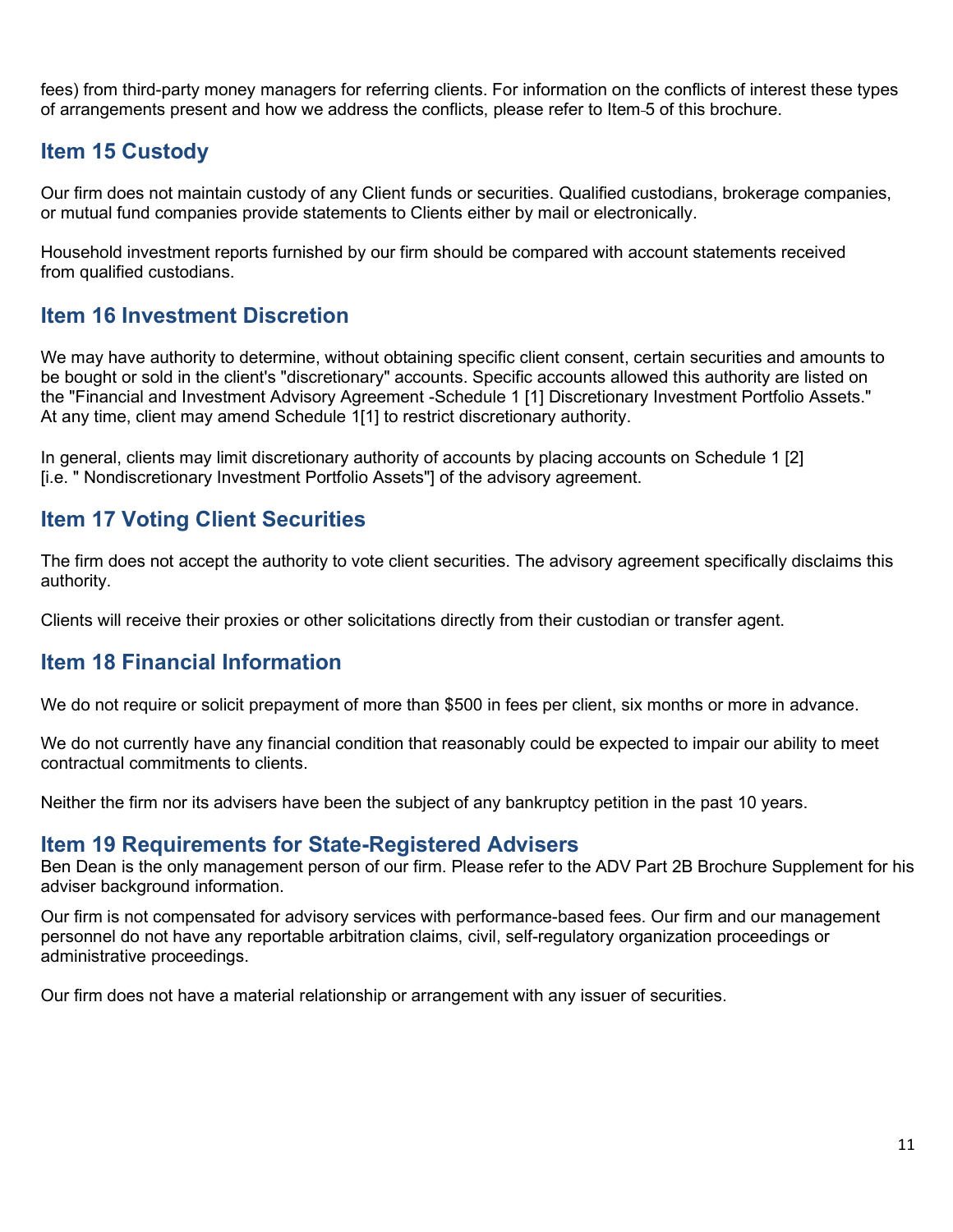fees) from third-party money managers for referring clients. For information on the conflicts of interest these types of arrangements present and how we address the conflicts, please refer to Item-5 of this brochure.

## Item 15 Custody

Our firm does not maintain custody of any Client funds or securities. Qualified custodians, brokerage companies, or mutual fund companies provide statements to Clients either by mail or electronically.

Household investment reports furnished by our firm should be compared with account statements received from qualified custodians.

## Item 16 Investment Discretion

We may have authority to determine, without obtaining specific client consent, certain securities and amounts to be bought or sold in the client's "discretionary" accounts. Specific accounts allowed this authority are listed on the "Financial and Investment Advisory Agreement -Schedule 1 [1] Discretionary Investment Portfolio Assets." At any time, client may amend Schedule 1[1] to restrict discretionary authority.

In general, clients may limit discretionary authority of accounts by placing accounts on Schedule 1 [2] [i.e. " Nondiscretionary Investment Portfolio Assets"] of the advisory agreement.

## Item 17 Voting Client Securities

The firm does not accept the authority to vote client securities. The advisory agreement specifically disclaims this authority.

Clients will receive their proxies or other solicitations directly from their custodian or transfer agent.

## Item 18 Financial Information

We do not require or solicit prepayment of more than $500 in fees per client, six months or more in advance.

We do not currently have any financial condition that reasonably could be expected to impair our ability to meet contractual commitments to clients.

Neither the firm nor its advisers have been the subject of any bankruptcy petition in the past 10 years.

## Item 19 Requirements for State-Registered Advisers

Ben Dean is the only management person of our firm. Please refer to the ADV Part 2B Brochure Supplement for his adviser background information.

Our firm is not compensated for advisory services with performance-based fees. Our firm and our management personnel do not have any reportable arbitration claims, civil, self-regulatory organization proceedings or administrative proceedings.

Our firm does not have a material relationship or arrangement with any issuer of securities.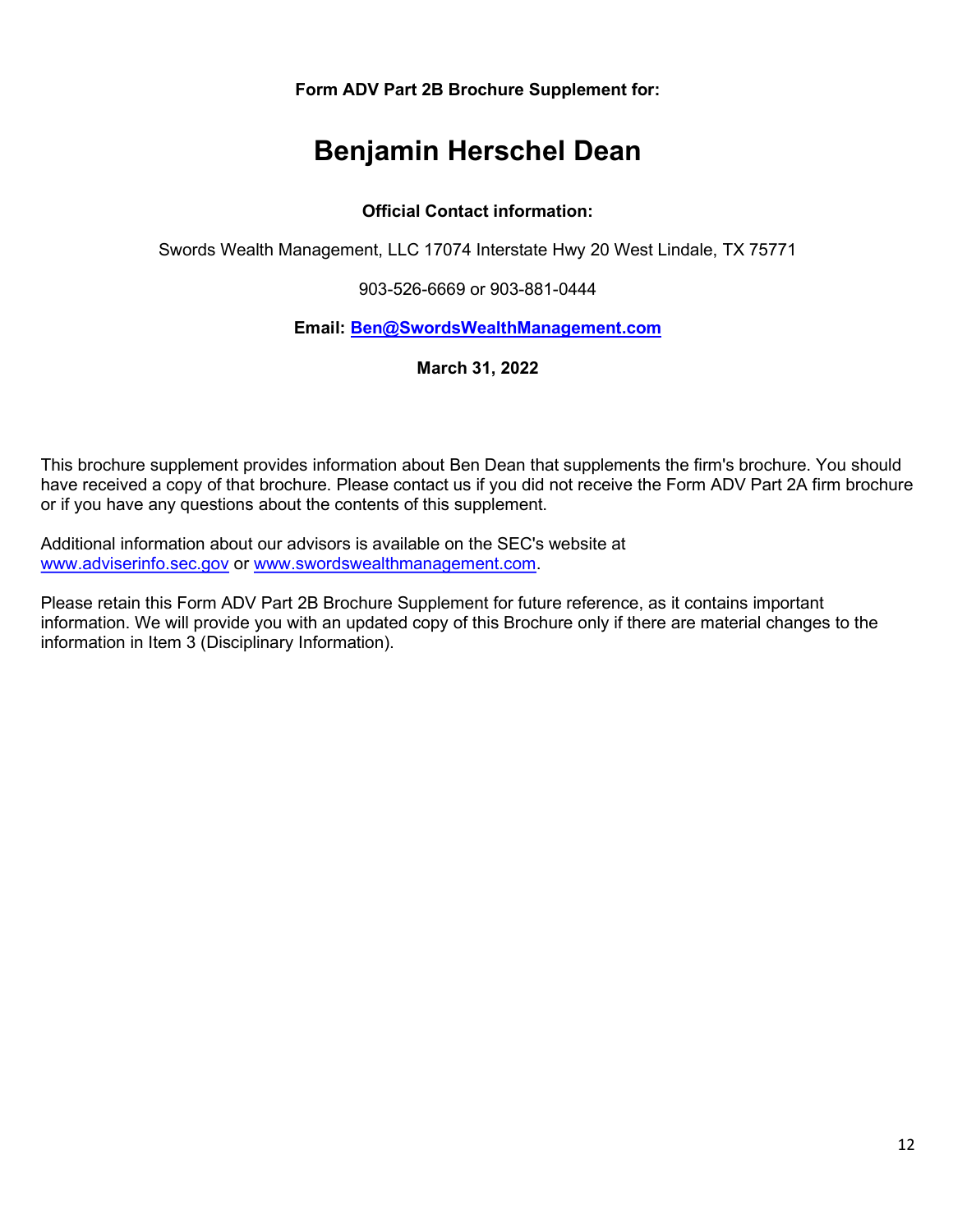**Form ADV Part 2B Brochure Supplement for:**

# Benjamin Herschel Dean

**Official Contact information:**

Swords Wealth Management, LLC 17074 Interstate Hwy 20 West Lindale, TX 75771

903-526-6669 or 903-881-0444

**Email: Ben@SwordsWealthManagement.com**

**March 31, 2022**

This brochure supplement provides information about Ben Dean that supplements the firm's brochure. You should have received a copy of that brochure. Please contact us if you did not receive the Form ADV Part 2A firm brochure or if you have any questions about the contents of this supplement.

Additional information about our advisors is available on the SEC's website at www.adviserinfo.sec.gov or www.swordswealthmanagement.com.

Please retain this Form ADV Part 2B Brochure Supplement for future reference, as it contains important information. We will provide you with an updated copy of this Brochure only if there are material changes to the information in Item 3 (Disciplinary Information).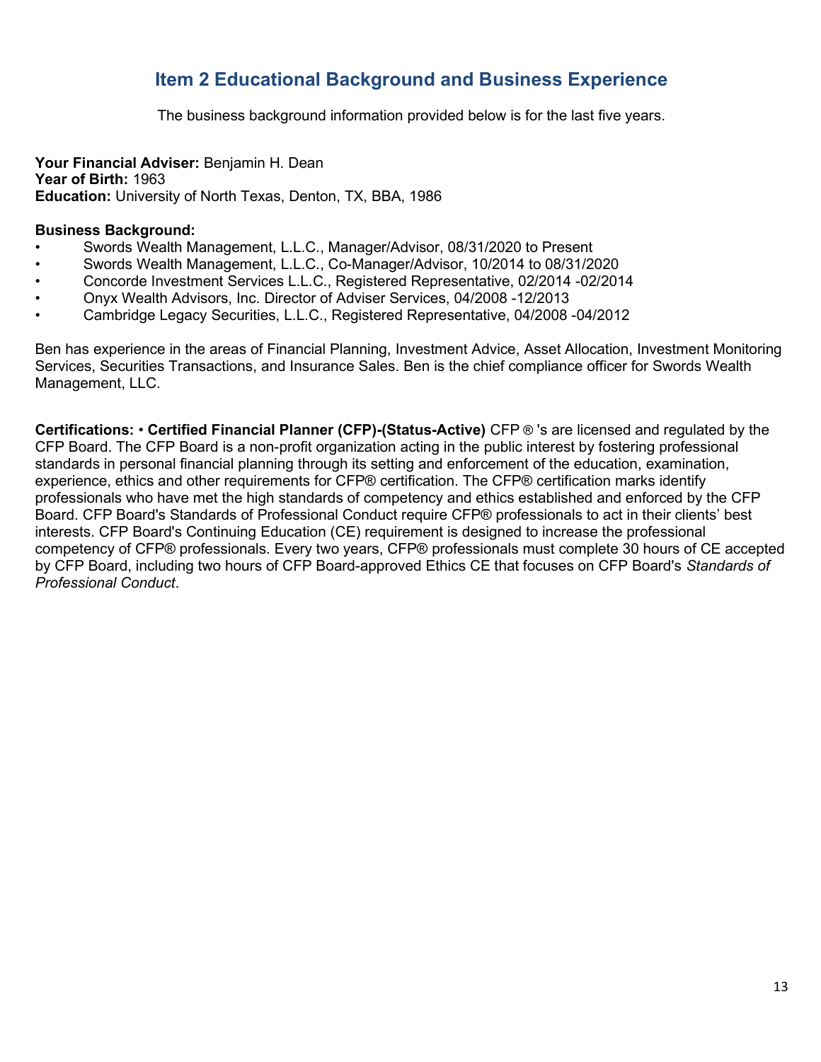# Item 2 Educational Background and Business Experience

The business background information provided below is for the last five years.

**Your Financial Adviser:** Benjamin H. Dean
**Year of Birth:** 1963
**Education:** University of North Texas, Denton, TX, BBA, 1986

**Business Background:**

- Swords Wealth Management, L.L.C., Manager/Advisor, 08/31/2020 to Present
- Swords Wealth Management, L.L.C., Co-Manager/Advisor, 10/2014 to 08/31/2020
- Concorde Investment Services L.L.C., Registered Representative, 02/2014 -02/2014
- Onyx Wealth Advisors, Inc. Director of Adviser Services, 04/2008 -12/2013
- Cambridge Legacy Securities, L.L.C., Registered Representative, 04/2008 -04/2012

Ben has experience in the areas of Financial Planning, Investment Advice, Asset Allocation, Investment Monitoring Services, Securities Transactions, and Insurance Sales. Ben is the chief compliance officer for Swords Wealth Management, LLC.

**Certifications:** • **Certified Financial Planner (CFP)-(Status-Active)** CFP ® 's are licensed and regulated by the CFP Board. The CFP Board is a non-profit organization acting in the public interest by fostering professional standards in personal financial planning through its setting and enforcement of the education, examination, experience, ethics and other requirements for CFP® certification. The CFP® certification marks identify professionals who have met the high standards of competency and ethics established and enforced by the CFP Board. CFP Board's Standards of Professional Conduct require CFP® professionals to act in their clients' best interests. CFP Board's Continuing Education (CE) requirement is designed to increase the professional competency of CFP® professionals. Every two years, CFP® professionals must complete 30 hours of CE accepted by CFP Board, including two hours of CFP Board-approved Ethics CE that focuses on CFP Board's *Standards of Professional Conduct*.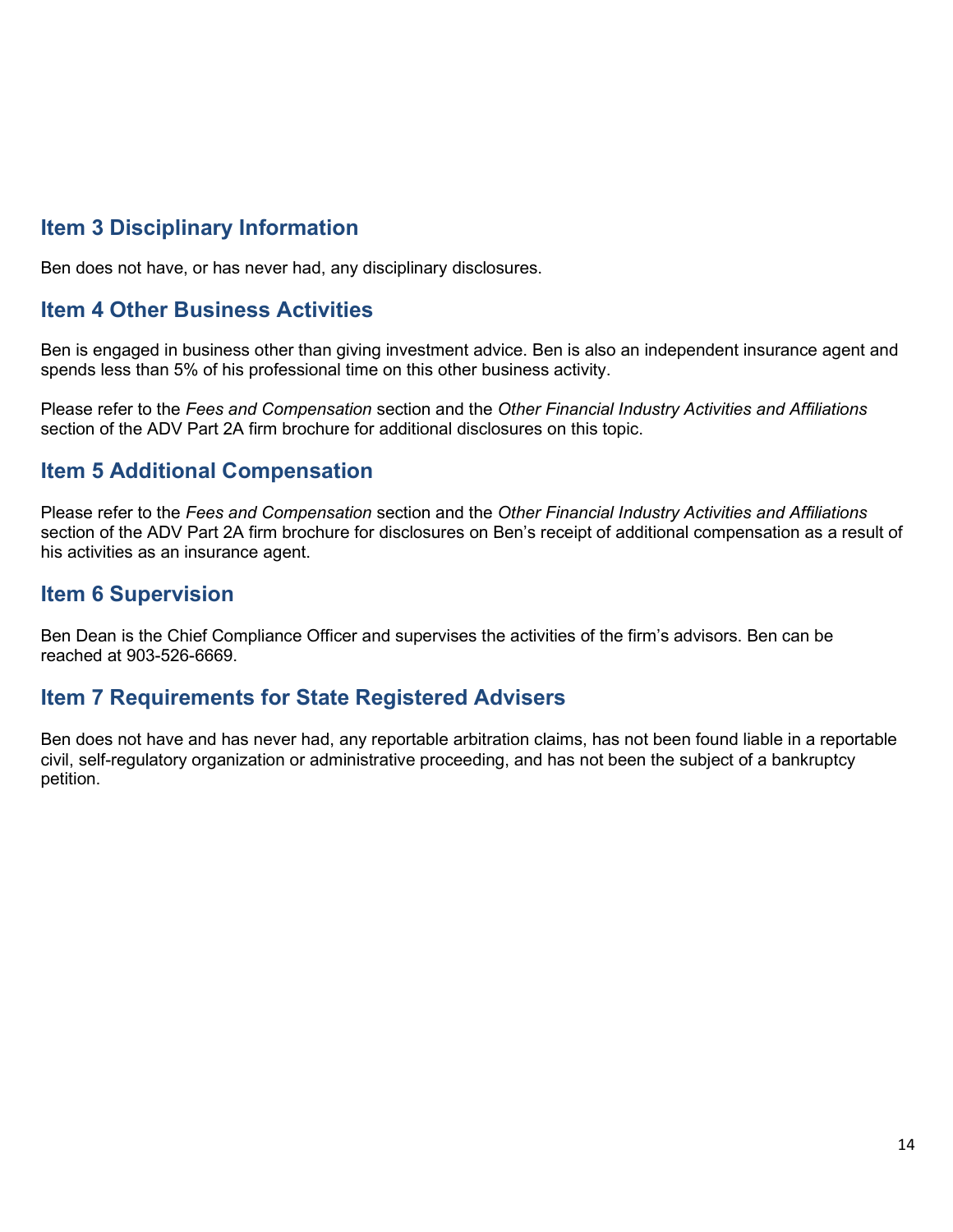## Item 3 Disciplinary Information

Ben does not have, or has never had, any disciplinary disclosures.

## Item 4 Other Business Activities

Ben is engaged in business other than giving investment advice. Ben is also an independent insurance agent and spends less than 5% of his professional time on this other business activity.

Please refer to the *Fees and Compensation* section and the *Other Financial Industry Activities and Affiliations* section of the ADV Part 2A firm brochure for additional disclosures on this topic.

## Item 5 Additional Compensation

Please refer to the *Fees and Compensation* section and the *Other Financial Industry Activities and Affiliations* section of the ADV Part 2A firm brochure for disclosures on Ben's receipt of additional compensation as a result of his activities as an insurance agent.

## Item 6 Supervision

Ben Dean is the Chief Compliance Officer and supervises the activities of the firm's advisors. Ben can be reached at 903-526-6669.

## Item 7 Requirements for State Registered Advisers

Ben does not have and has never had, any reportable arbitration claims, has not been found liable in a reportable civil, self-regulatory organization or administrative proceeding, and has not been the subject of a bankruptcy petition.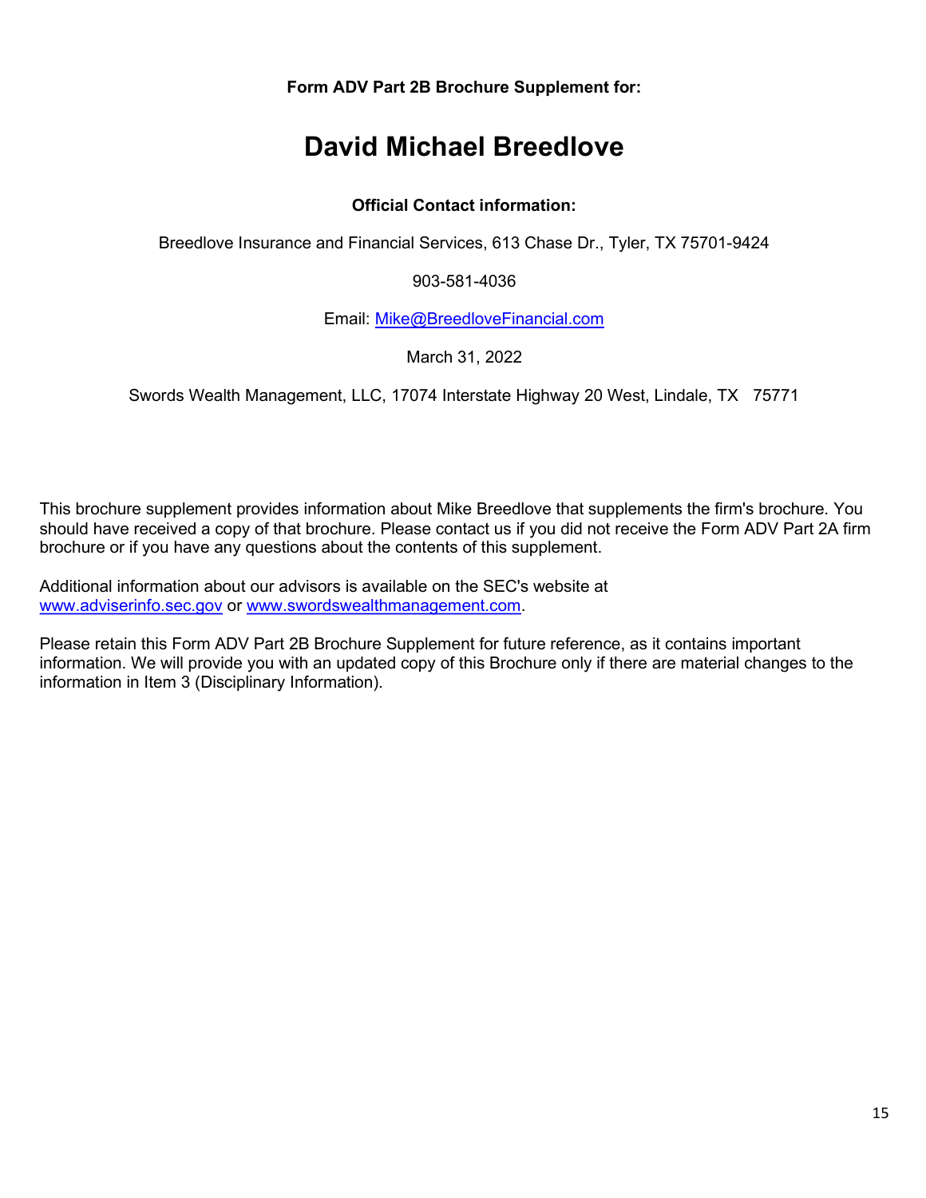**Form ADV Part 2B Brochure Supplement for:**

# David Michael Breedlove

**Official Contact information:**

Breedlove Insurance and Financial Services, 613 Chase Dr., Tyler, TX 75701-9424

903-581-4036

Email: Mike@BreedloveFinancial.com

March 31, 2022

Swords Wealth Management, LLC, 17074 Interstate Highway 20 West, Lindale, TX 75771

This brochure supplement provides information about Mike Breedlove that supplements the firm's brochure. You should have received a copy of that brochure. Please contact us if you did not receive the Form ADV Part 2A firm brochure or if you have any questions about the contents of this supplement.

Additional information about our advisors is available on the SEC's website at www.adviserinfo.sec.gov or www.swordswealthmanagement.com.

Please retain this Form ADV Part 2B Brochure Supplement for future reference, as it contains important information. We will provide you with an updated copy of this Brochure only if there are material changes to the information in Item 3 (Disciplinary Information).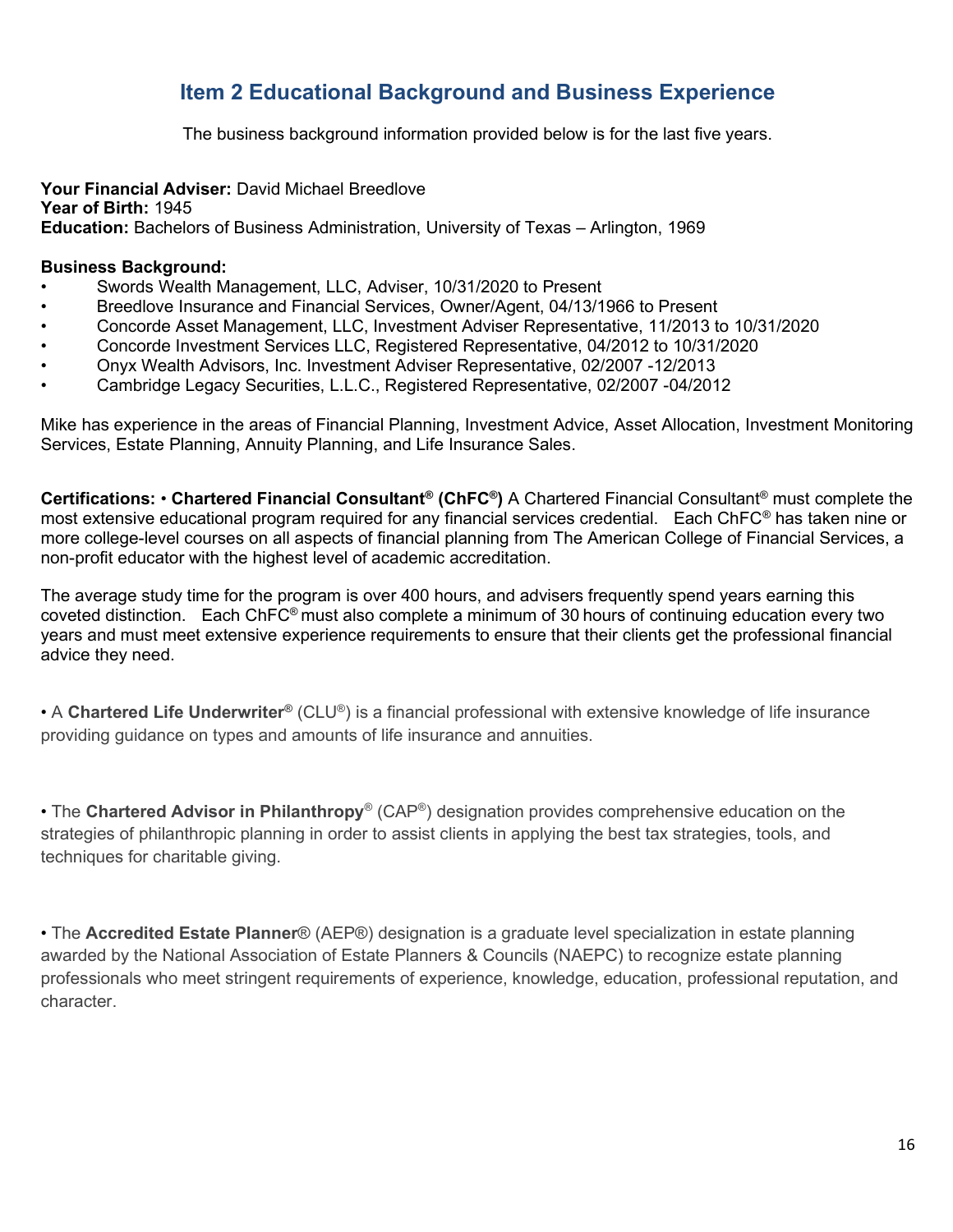## Item 2 Educational Background and Business Experience

The business background information provided below is for the last five years.

**Your Financial Adviser:** David Michael Breedlove
**Year of Birth:** 1945
**Education:** Bachelors of Business Administration, University of Texas – Arlington, 1969

**Business Background:**

- Swords Wealth Management, LLC, Adviser, 10/31/2020 to Present
- Breedlove Insurance and Financial Services, Owner/Agent, 04/13/1966 to Present
- Concorde Asset Management, LLC, Investment Adviser Representative, 11/2013 to 10/31/2020
- Concorde Investment Services LLC, Registered Representative, 04/2012 to 10/31/2020
- Onyx Wealth Advisors, Inc. Investment Adviser Representative, 02/2007 -12/2013
- Cambridge Legacy Securities, L.L.C., Registered Representative, 02/2007 -04/2012

Mike has experience in the areas of Financial Planning, Investment Advice, Asset Allocation, Investment Monitoring Services, Estate Planning, Annuity Planning, and Life Insurance Sales.

**Certifications:** • **Chartered Financial Consultant® (ChFC®)** A Chartered Financial Consultant® must complete the most extensive educational program required for any financial services credential. Each ChFC® has taken nine or more college-level courses on all aspects of financial planning from The American College of Financial Services, a non-profit educator with the highest level of academic accreditation.

The average study time for the program is over 400 hours, and advisers frequently spend years earning this coveted distinction. Each ChFC® must also complete a minimum of 30 hours of continuing education every two years and must meet extensive experience requirements to ensure that their clients get the professional financial advice they need.

• A **Chartered Life Underwriter**® (CLU®) is a financial professional with extensive knowledge of life insurance providing guidance on types and amounts of life insurance and annuities.

• The **Chartered Advisor in Philanthropy**® (CAP®) designation provides comprehensive education on the strategies of philanthropic planning in order to assist clients in applying the best tax strategies, tools, and techniques for charitable giving.

• The **Accredited Estate Planner**® (AEP®) designation is a graduate level specialization in estate planning awarded by the National Association of Estate Planners & Councils (NAEPC) to recognize estate planning professionals who meet stringent requirements of experience, knowledge, education, professional reputation, and character.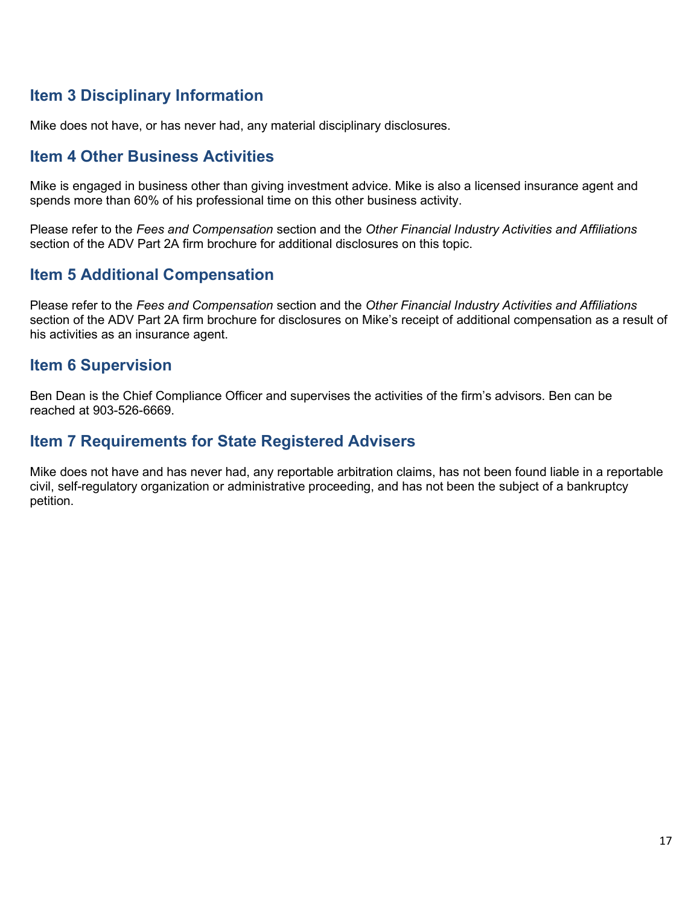## Item 3 Disciplinary Information

Mike does not have, or has never had, any material disciplinary disclosures.

## Item 4 Other Business Activities

Mike is engaged in business other than giving investment advice. Mike is also a licensed insurance agent and spends more than 60% of his professional time on this other business activity.

Please refer to the *Fees and Compensation* section and the *Other Financial Industry Activities and Affiliations* section of the ADV Part 2A firm brochure for additional disclosures on this topic.

## Item 5 Additional Compensation

Please refer to the *Fees and Compensation* section and the *Other Financial Industry Activities and Affiliations* section of the ADV Part 2A firm brochure for disclosures on Mike's receipt of additional compensation as a result of his activities as an insurance agent.

## Item 6 Supervision

Ben Dean is the Chief Compliance Officer and supervises the activities of the firm's advisors. Ben can be reached at 903-526-6669.

## Item 7 Requirements for State Registered Advisers

Mike does not have and has never had, any reportable arbitration claims, has not been found liable in a reportable civil, self-regulatory organization or administrative proceeding, and has not been the subject of a bankruptcy petition.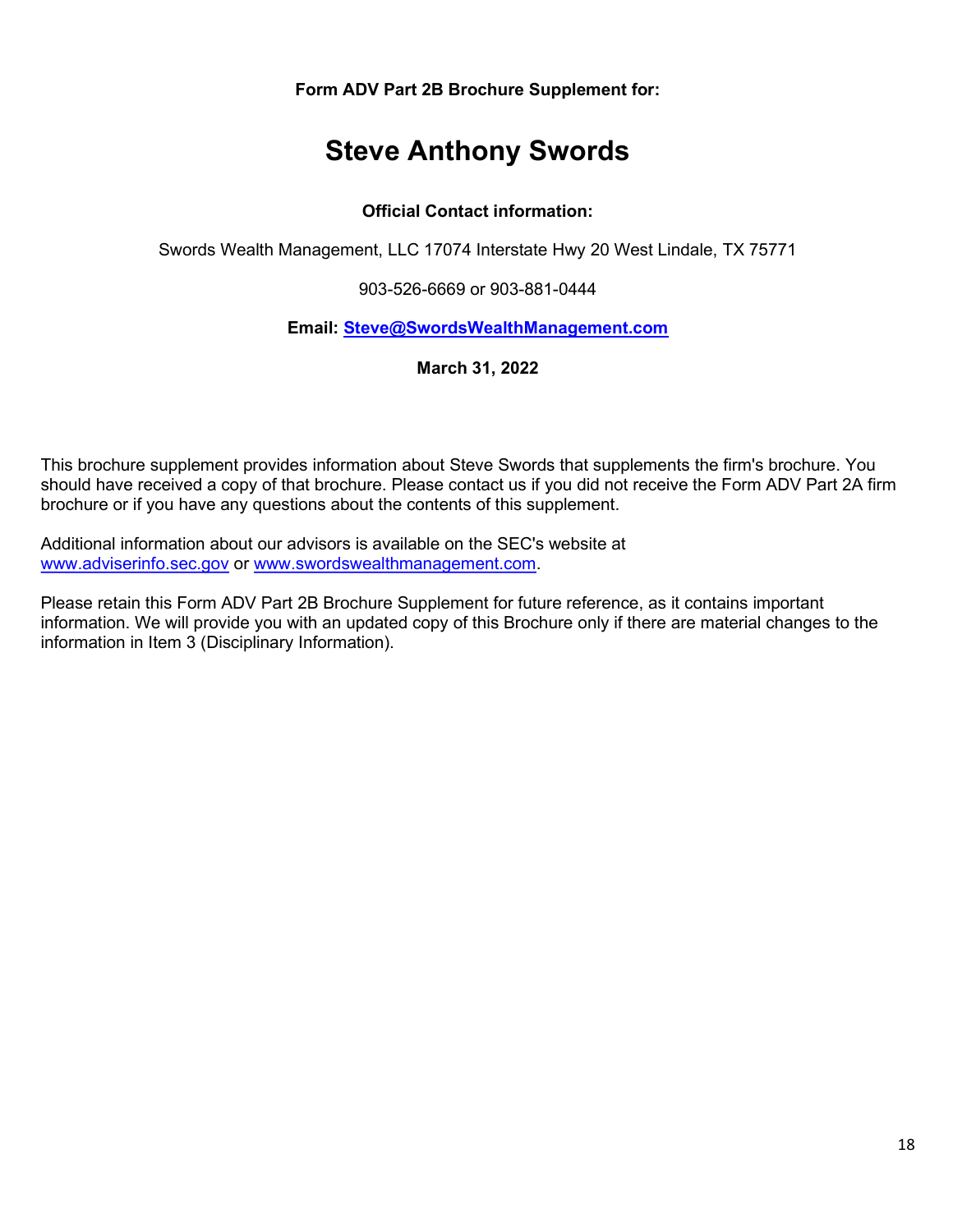**Form ADV Part 2B Brochure Supplement for:**

# Steve Anthony Swords

**Official Contact information:**

Swords Wealth Management, LLC 17074 Interstate Hwy 20 West Lindale, TX 75771

903-526-6669 or 903-881-0444

**Email: Steve@SwordsWealthManagement.com**

**March 31, 2022**

This brochure supplement provides information about Steve Swords that supplements the firm's brochure. You should have received a copy of that brochure. Please contact us if you did not receive the Form ADV Part 2A firm brochure or if you have any questions about the contents of this supplement.

Additional information about our advisors is available on the SEC's website at www.adviserinfo.sec.gov or www.swordswealthmanagement.com.

Please retain this Form ADV Part 2B Brochure Supplement for future reference, as it contains important information. We will provide you with an updated copy of this Brochure only if there are material changes to the information in Item 3 (Disciplinary Information).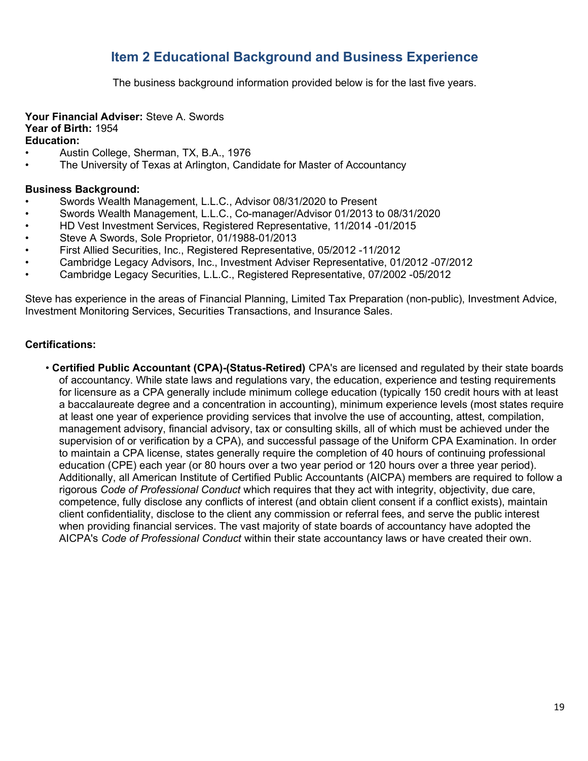## Item 2 Educational Background and Business Experience

The business background information provided below is for the last five years.

**Your Financial Adviser:** Steve A. Swords
**Year of Birth:** 1954
**Education:**

- Austin College, Sherman, TX, B.A., 1976
- The University of Texas at Arlington, Candidate for Master of Accountancy

**Business Background:**

- Swords Wealth Management, L.L.C., Advisor 08/31/2020 to Present
- Swords Wealth Management, L.L.C., Co-manager/Advisor 01/2013 to 08/31/2020
- HD Vest Investment Services, Registered Representative, 11/2014 -01/2015
- Steve A Swords, Sole Proprietor, 01/1988-01/2013
- First Allied Securities, Inc., Registered Representative, 05/2012 -11/2012
- Cambridge Legacy Advisors, Inc., Investment Adviser Representative, 01/2012 -07/2012
- Cambridge Legacy Securities, L.L.C., Registered Representative, 07/2002 -05/2012

Steve has experience in the areas of Financial Planning, Limited Tax Preparation (non-public), Investment Advice, Investment Monitoring Services, Securities Transactions, and Insurance Sales.

**Certifications:**

- **Certified Public Accountant (CPA)-(Status-Retired)** CPA's are licensed and regulated by their state boards of accountancy. While state laws and regulations vary, the education, experience and testing requirements for licensure as a CPA generally include minimum college education (typically 150 credit hours with at least a baccalaureate degree and a concentration in accounting), minimum experience levels (most states require at least one year of experience providing services that involve the use of accounting, attest, compilation, management advisory, financial advisory, tax or consulting skills, all of which must be achieved under the supervision of or verification by a CPA), and successful passage of the Uniform CPA Examination. In order to maintain a CPA license, states generally require the completion of 40 hours of continuing professional education (CPE) each year (or 80 hours over a two year period or 120 hours over a three year period). Additionally, all American Institute of Certified Public Accountants (AICPA) members are required to follow a rigorous *Code of Professional Conduct* which requires that they act with integrity, objectivity, due care, competence, fully disclose any conflicts of interest (and obtain client consent if a conflict exists), maintain client confidentiality, disclose to the client any commission or referral fees, and serve the public interest when providing financial services. The vast majority of state boards of accountancy have adopted the AICPA's *Code of Professional Conduct* within their state accountancy laws or have created their own.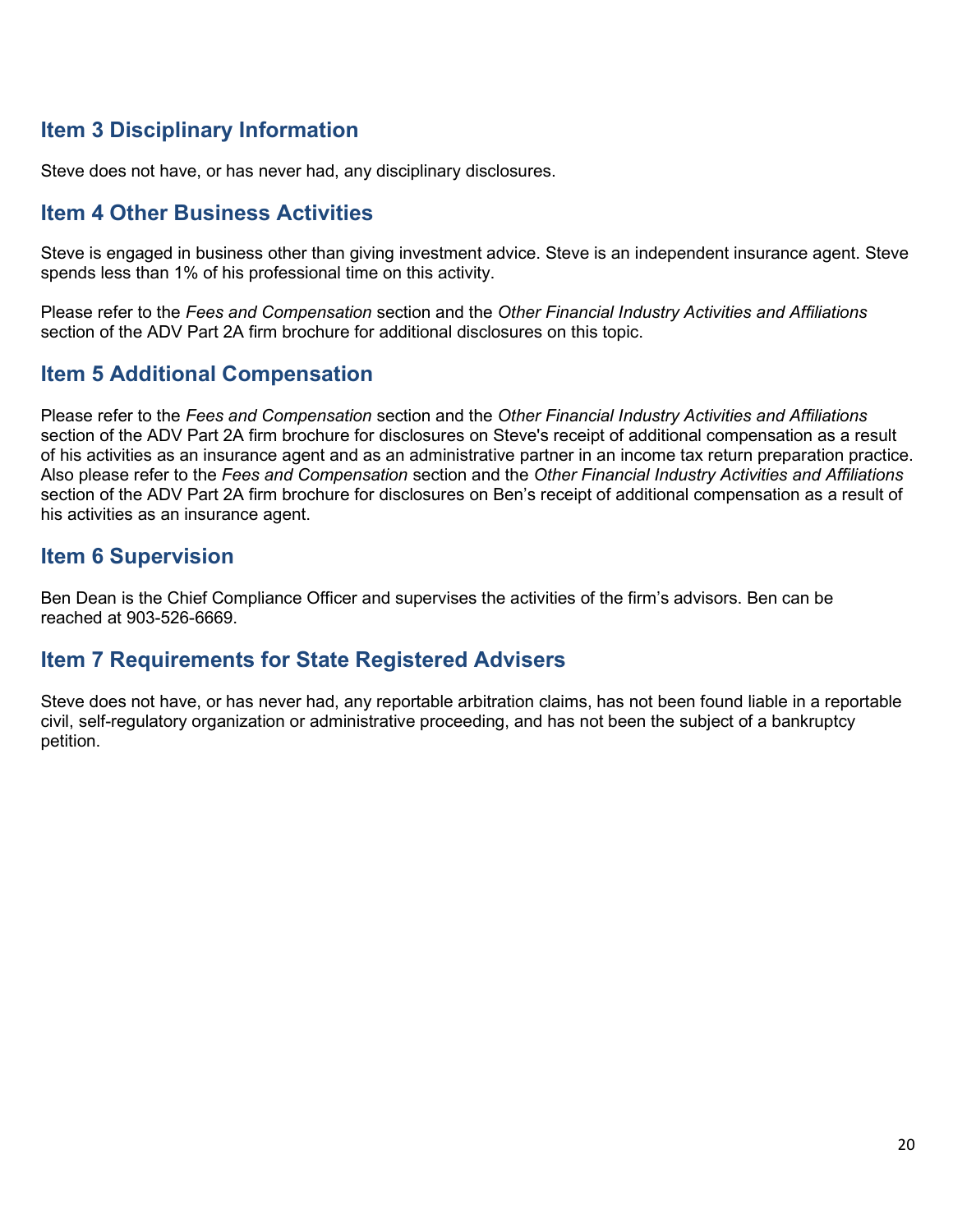## Item 3 Disciplinary Information

Steve does not have, or has never had, any disciplinary disclosures.

## Item 4 Other Business Activities

Steve is engaged in business other than giving investment advice. Steve is an independent insurance agent. Steve spends less than 1% of his professional time on this activity.

Please refer to the *Fees and Compensation* section and the *Other Financial Industry Activities and Affiliations* section of the ADV Part 2A firm brochure for additional disclosures on this topic.

## Item 5 Additional Compensation

Please refer to the *Fees and Compensation* section and the *Other Financial Industry Activities and Affiliations* section of the ADV Part 2A firm brochure for disclosures on Steve's receipt of additional compensation as a result of his activities as an insurance agent and as an administrative partner in an income tax return preparation practice. Also please refer to the *Fees and Compensation* section and the *Other Financial Industry Activities and Affiliations* section of the ADV Part 2A firm brochure for disclosures on Ben's receipt of additional compensation as a result of his activities as an insurance agent.

## Item 6 Supervision

Ben Dean is the Chief Compliance Officer and supervises the activities of the firm's advisors. Ben can be reached at 903-526-6669.

## Item 7 Requirements for State Registered Advisers

Steve does not have, or has never had, any reportable arbitration claims, has not been found liable in a reportable civil, self-regulatory organization or administrative proceeding, and has not been the subject of a bankruptcy petition.